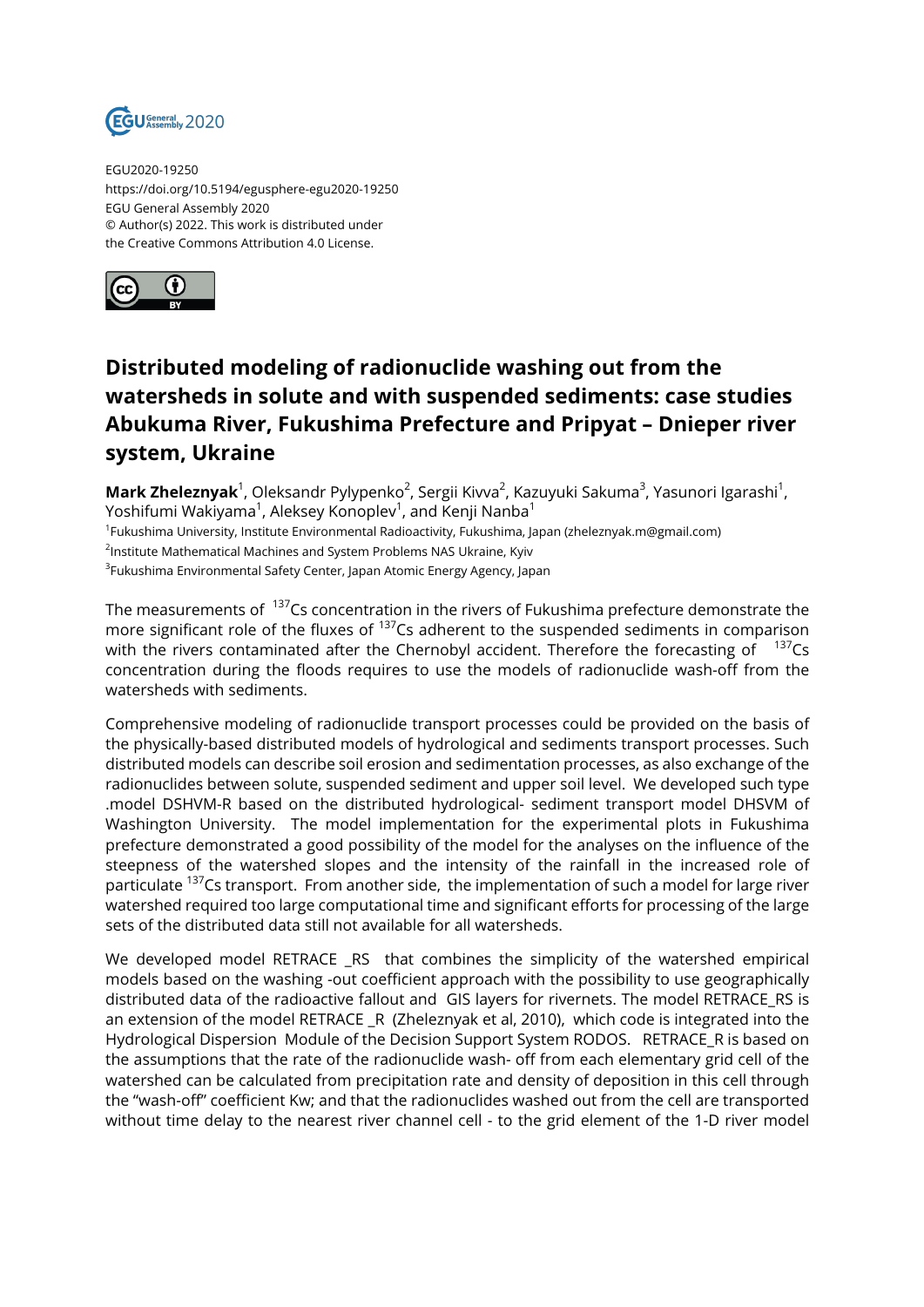EGU2020-19250
https://doi.org/10.5194/egusphere-egu2020-19250
EGU General Assembly 2020
© Author(s) 2022. This work is distributed under
the Creative Commons Attribution 4.0 License.

# Distributed modeling of radionuclide washing out from the watersheds in solute and with suspended sediments: case studies Abukuma River, Fukushima Prefecture and Pripyat – Dnieper river system, Ukraine

**Mark Zheleznyak**[1], Oleksandr Pylypenko[2], Sergii Kivva[2], Kazuyuki Sakuma[3], Yasunori Igarashi[1], Yoshifumi Wakiyama[1], Aleksey Konoplev[1], and Kenji Nanba[1]

[1]Fukushima University, Institute Environmental Radioactivity, Fukushima, Japan (zheleznyak.m@gmail.com)
[2]Institute Mathematical Machines and System Problems NAS Ukraine, Kyiv
[3]Fukushima Environmental Safety Center, Japan Atomic Energy Agency, Japan

The measurements of $^{137}$Cs concentration in the rivers of Fukushima prefecture demonstrate the more significant role of the fluxes of $^{137}$Cs adherent to the suspended sediments in comparison with the rivers contaminated after the Chernobyl accident. Therefore the forecasting of $^{137}$Cs concentration during the floods requires to use the models of radionuclide wash-off from the watersheds with sediments.

Comprehensive modeling of radionuclide transport processes could be provided on the basis of the physically-based distributed models of hydrological and sediments transport processes. Such distributed models can describe soil erosion and sedimentation processes, as also exchange of the radionuclides between solute, suspended sediment and upper soil level. We developed such type .model DSHVM-R based on the distributed hydrological- sediment transport model DHSVM of Washington University. The model implementation for the experimental plots in Fukushima prefecture demonstrated a good possibility of the model for the analyses on the influence of the steepness of the watershed slopes and the intensity of the rainfall in the increased role of particulate $^{137}$Cs transport. From another side, the implementation of such a model for large river watershed required too large computational time and significant efforts for processing of the large sets of the distributed data still not available for all watersheds.

We developed model RETRACE _RS that combines the simplicity of the watershed empirical models based on the washing -out coefficient approach with the possibility to use geographically distributed data of the radioactive fallout and GIS layers for rivernets. The model RETRACE_RS is an extension of the model RETRACE _R (Zheleznyak et al, 2010), which code is integrated into the Hydrological Dispersion Module of the Decision Support System RODOS. RETRACE_R is based on the assumptions that the rate of the radionuclide wash- off from each elementary grid cell of the watershed can be calculated from precipitation rate and density of deposition in this cell through the “wash-off” coefficient Kw; and that the radionuclides washed out from the cell are transported without time delay to the nearest river channel cell - to the grid element of the 1-D river model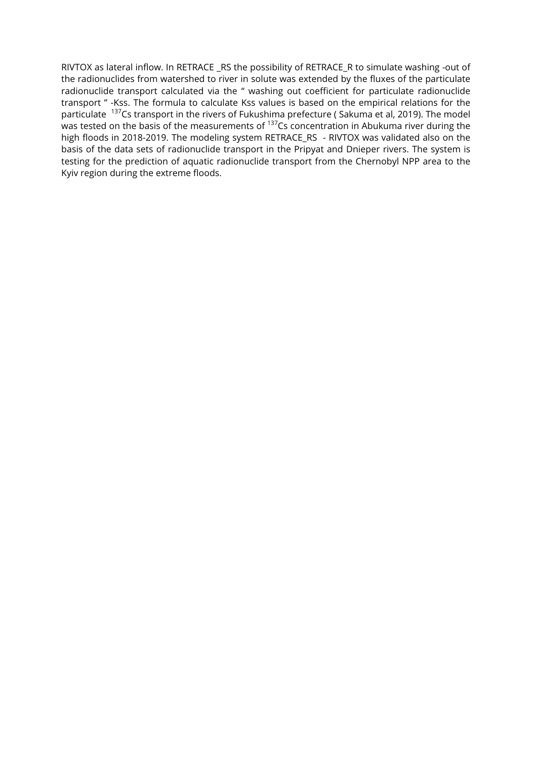RIVTOX as lateral inflow. In RETRACE _RS the possibility of RETRACE_R to simulate washing -out of the radionuclides from watershed to river in solute was extended by the fluxes of the particulate radionuclide transport calculated via the " washing out coefficient for particulate radionuclide transport " -Kss. The formula to calculate Kss values is based on the empirical relations for the particulate $^{137}$Cs transport in the rivers of Fukushima prefecture ( Sakuma et al, 2019). The model was tested on the basis of the measurements of $^{137}$Cs concentration in Abukuma river during the high floods in 2018-2019. The modeling system RETRACE_RS - RIVTOX was validated also on the basis of the data sets of radionuclide transport in the Pripyat and Dnieper rivers. The system is testing for the prediction of aquatic radionuclide transport from the Chernobyl NPP area to the Kyiv region during the extreme floods.